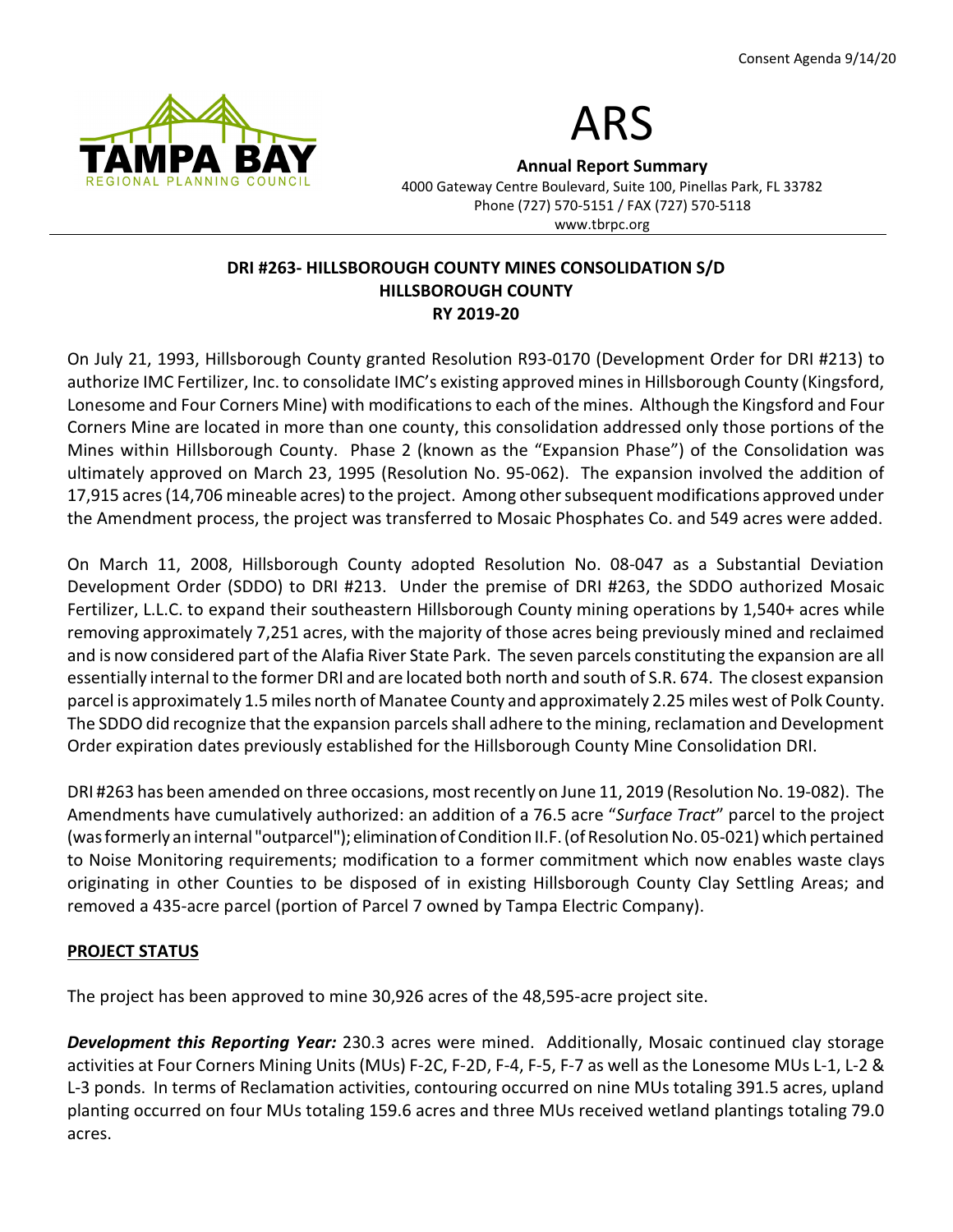Consent Agenda 9/14/20

# ARS

**Annual Report Summary**
4000 Gateway Centre Boulevard, Suite 100, Pinellas Park, FL 33782
Phone (727) 570-5151 / FAX (727) 570-5118
www.tbrpc.org

## DRI #263- HILLSBOROUGH COUNTY MINES CONSOLIDATION S/D
## HILLSBOROUGH COUNTY
## RY 2019-20

On July 21, 1993, Hillsborough County granted Resolution R93-0170 (Development Order for DRI #213) to authorize IMC Fertilizer, Inc. to consolidate IMC's existing approved mines in Hillsborough County (Kingsford, Lonesome and Four Corners Mine) with modifications to each of the mines. Although the Kingsford and Four Corners Mine are located in more than one county, this consolidation addressed only those portions of the Mines within Hillsborough County. Phase 2 (known as the "Expansion Phase") of the Consolidation was ultimately approved on March 23, 1995 (Resolution No. 95-062). The expansion involved the addition of 17,915 acres (14,706 mineable acres) to the project. Among other subsequent modifications approved under the Amendment process, the project was transferred to Mosaic Phosphates Co. and 549 acres were added.

On March 11, 2008, Hillsborough County adopted Resolution No. 08-047 as a Substantial Deviation Development Order (SDDO) to DRI #213. Under the premise of DRI #263, the SDDO authorized Mosaic Fertilizer, L.L.C. to expand their southeastern Hillsborough County mining operations by 1,540+ acres while removing approximately 7,251 acres, with the majority of those acres being previously mined and reclaimed and is now considered part of the Alafia River State Park. The seven parcels constituting the expansion are all essentially internal to the former DRI and are located both north and south of S.R. 674. The closest expansion parcel is approximately 1.5 miles north of Manatee County and approximately 2.25 miles west of Polk County. The SDDO did recognize that the expansion parcels shall adhere to the mining, reclamation and Development Order expiration dates previously established for the Hillsborough County Mine Consolidation DRI.

DRI #263 has been amended on three occasions, most recently on June 11, 2019 (Resolution No. 19-082). The Amendments have cumulatively authorized: an addition of a 76.5 acre "*Surface Tract*" parcel to the project (was formerly an internal "outparcel"); elimination of Condition II.F. (of Resolution No. 05-021) which pertained to Noise Monitoring requirements; modification to a former commitment which now enables waste clays originating in other Counties to be disposed of in existing Hillsborough County Clay Settling Areas; and removed a 435-acre parcel (portion of Parcel 7 owned by Tampa Electric Company).

### PROJECT STATUS

The project has been approved to mine 30,926 acres of the 48,595-acre project site.

***Development this Reporting Year:*** 230.3 acres were mined. Additionally, Mosaic continued clay storage activities at Four Corners Mining Units (MUs) F-2C, F-2D, F-4, F-5, F-7 as well as the Lonesome MUs L-1, L-2 & L-3 ponds. In terms of Reclamation activities, contouring occurred on nine MUs totaling 391.5 acres, upland planting occurred on four MUs totaling 159.6 acres and three MUs received wetland plantings totaling 79.0 acres.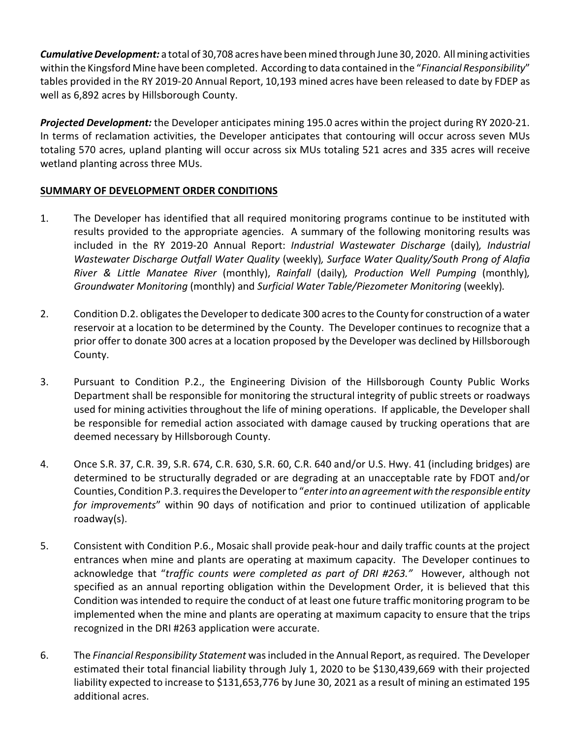***Cumulative Development:*** a total of 30,708 acres have been mined through June 30, 2020. All mining activities within the Kingsford Mine have been completed. According to data contained in the "*Financial Responsibility*" tables provided in the RY 2019-20 Annual Report, 10,193 mined acres have been released to date by FDEP as well as 6,892 acres by Hillsborough County.

***Projected Development:*** the Developer anticipates mining 195.0 acres within the project during RY 2020-21. In terms of reclamation activities, the Developer anticipates that contouring will occur across seven MUs totaling 570 acres, upland planting will occur across six MUs totaling 521 acres and 335 acres will receive wetland planting across three MUs.

**SUMMARY OF DEVELOPMENT ORDER CONDITIONS**

1. The Developer has identified that all required monitoring programs continue to be instituted with results provided to the appropriate agencies. A summary of the following monitoring results was included in the RY 2019-20 Annual Report: *Industrial Wastewater Discharge* (daily)*, Industrial Wastewater Discharge Outfall Water Quality* (weekly)*, Surface Water Quality/South Prong of Alafia River & Little Manatee River* (monthly), *Rainfall* (daily)*, Production Well Pumping* (monthly)*, Groundwater Monitoring* (monthly) and *Surficial Water Table/Piezometer Monitoring* (weekly)*.*

2. Condition D.2. obligates the Developer to dedicate 300 acres to the County for construction of a water reservoir at a location to be determined by the County. The Developer continues to recognize that a prior offer to donate 300 acres at a location proposed by the Developer was declined by Hillsborough County.

3. Pursuant to Condition P.2., the Engineering Division of the Hillsborough County Public Works Department shall be responsible for monitoring the structural integrity of public streets or roadways used for mining activities throughout the life of mining operations. If applicable, the Developer shall be responsible for remedial action associated with damage caused by trucking operations that are deemed necessary by Hillsborough County.

4. Once S.R. 37, C.R. 39, S.R. 674, C.R. 630, S.R. 60, C.R. 640 and/or U.S. Hwy. 41 (including bridges) are determined to be structurally degraded or are degrading at an unacceptable rate by FDOT and/or Counties, Condition P.3. requires the Developer to "*enter into an agreement with the responsible entity for improvements*" within 90 days of notification and prior to continued utilization of applicable roadway(s).

5. Consistent with Condition P.6., Mosaic shall provide peak-hour and daily traffic counts at the project entrances when mine and plants are operating at maximum capacity. The Developer continues to acknowledge that "*traffic counts were completed as part of DRI #263."* However, although not specified as an annual reporting obligation within the Development Order, it is believed that this Condition was intended to require the conduct of at least one future traffic monitoring program to be implemented when the mine and plants are operating at maximum capacity to ensure that the trips recognized in the DRI #263 application were accurate.

6. The *Financial Responsibility Statement* was included in the Annual Report, as required. The Developer estimated their total financial liability through July 1, 2020 to be $130,439,669 with their projected liability expected to increase to $131,653,776 by June 30, 2021 as a result of mining an estimated 195 additional acres.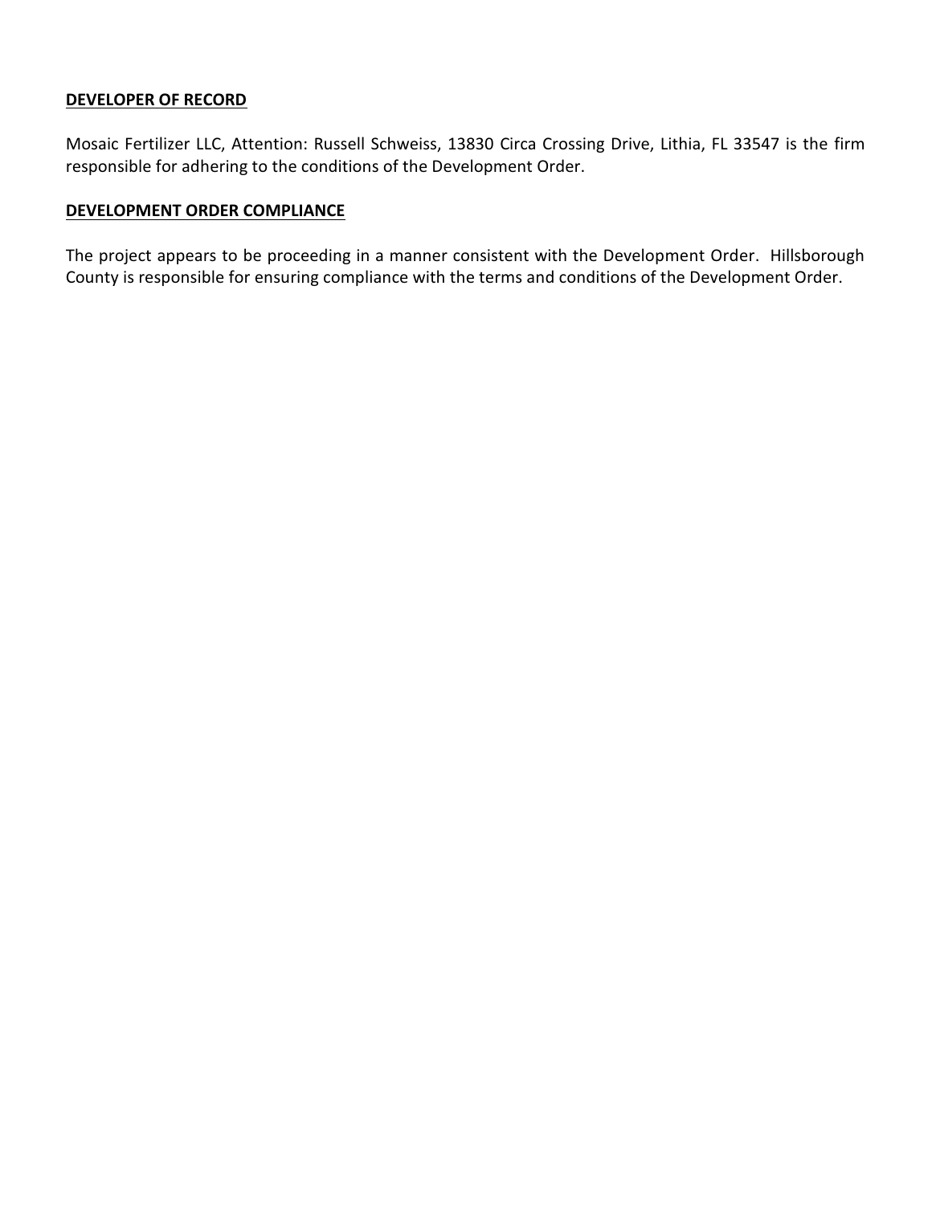**DEVELOPER OF RECORD**

Mosaic Fertilizer LLC, Attention: Russell Schweiss, 13830 Circa Crossing Drive, Lithia, FL 33547 is the firm responsible for adhering to the conditions of the Development Order.

**DEVELOPMENT ORDER COMPLIANCE**

The project appears to be proceeding in a manner consistent with the Development Order. Hillsborough County is responsible for ensuring compliance with the terms and conditions of the Development Order.